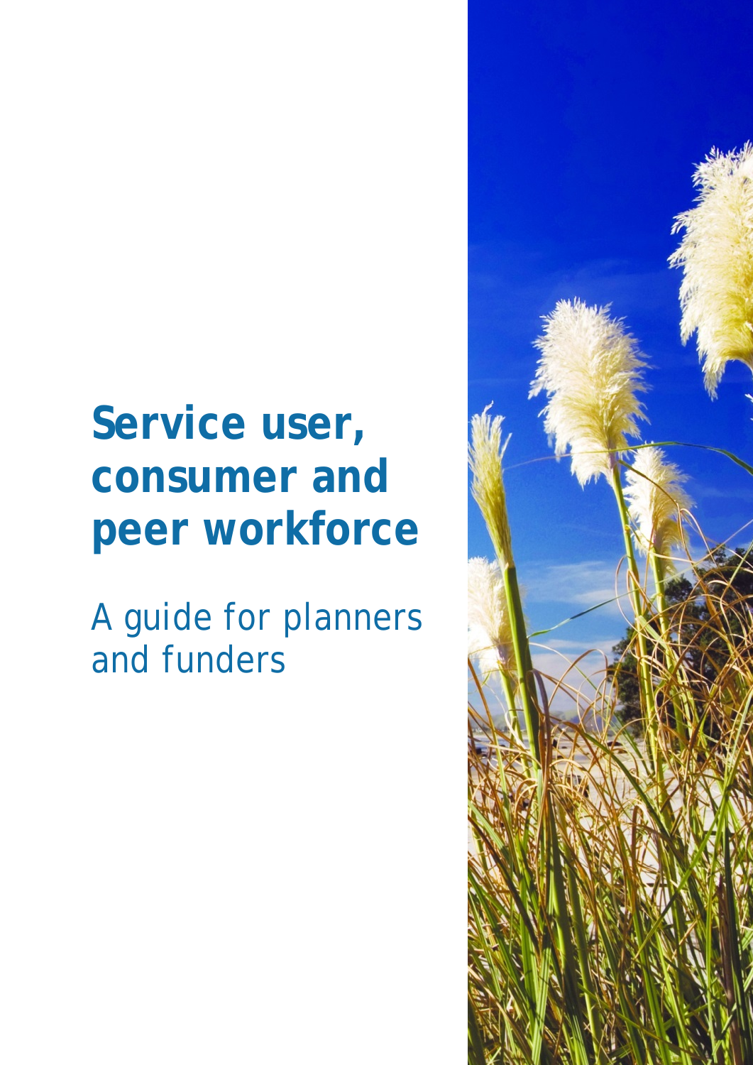# Service user, consumer and peer workforce

## A guide for planners and funders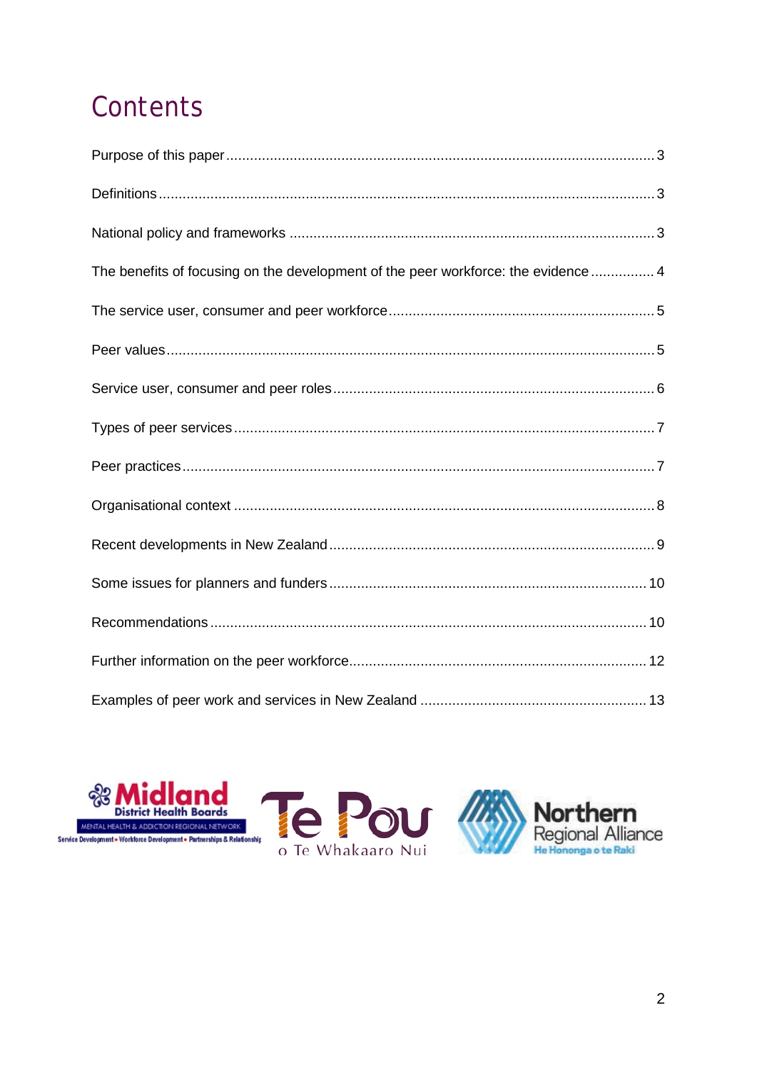# Contents

Purpose of this paper ..... 3

Definitions ..... 3

National policy and frameworks ..... 3

The benefits of focusing on the development of the peer workforce: the evidence ..... 4

The service user, consumer and peer workforce ..... 5

Peer values ..... 5

Service user, consumer and peer roles ..... 6

Types of peer services ..... 7

Peer practices ..... 7

Organisational context ..... 8

Recent developments in New Zealand ..... 9

Some issues for planners and funders ..... 10

Recommendations ..... 10

Further information on the peer workforce ..... 12

Examples of peer work and services in New Zealand ..... 13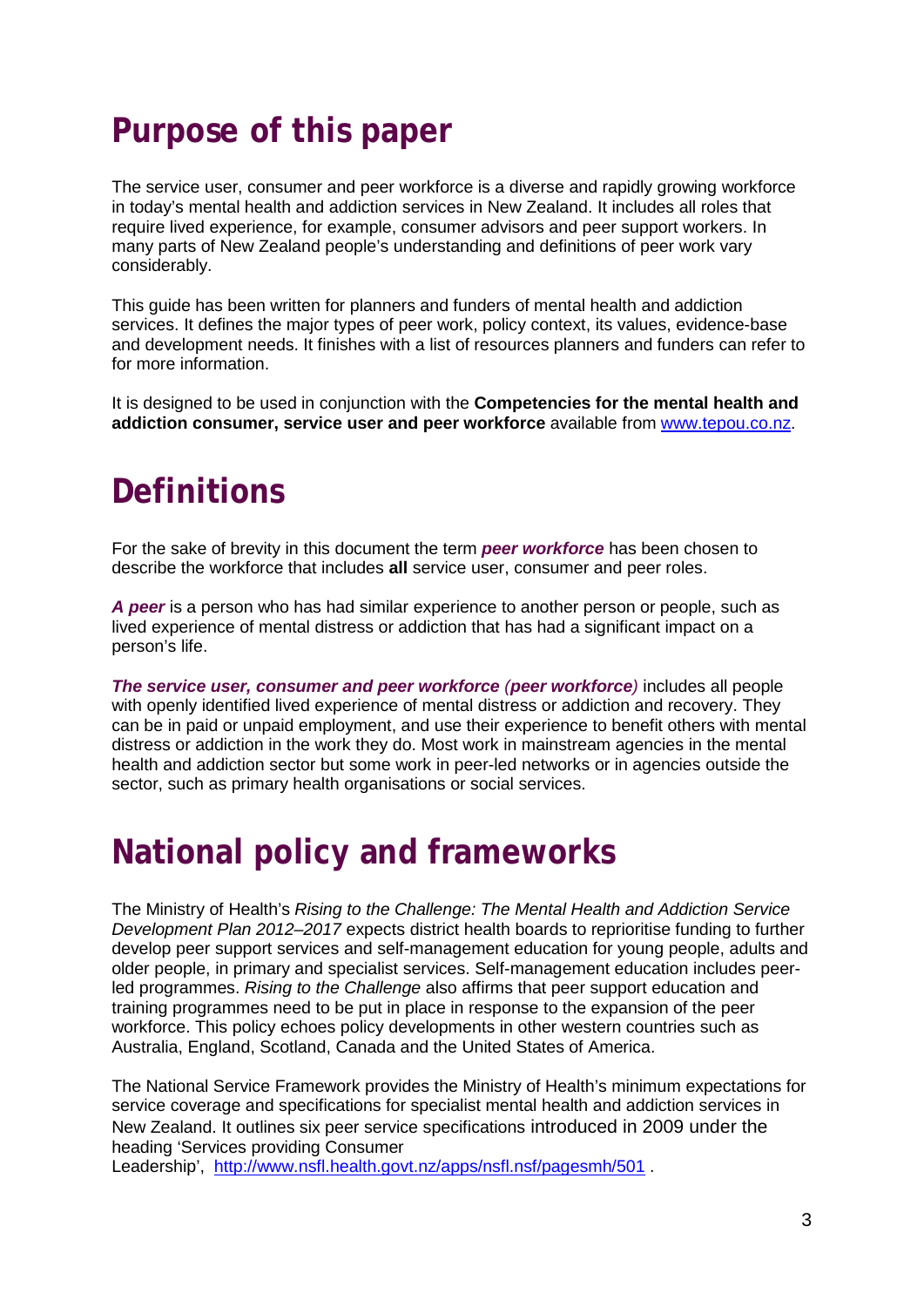# Purpose of this paper

The service user, consumer and peer workforce is a diverse and rapidly growing workforce in today's mental health and addiction services in New Zealand. It includes all roles that require lived experience, for example, consumer advisors and peer support workers. In many parts of New Zealand people's understanding and definitions of peer work vary considerably.

This guide has been written for planners and funders of mental health and addiction services. It defines the major types of peer work, policy context, its values, evidence-base and development needs. It finishes with a list of resources planners and funders can refer to for more information.

It is designed to be used in conjunction with the **Competencies for the mental health and addiction consumer, service user and peer workforce** available from [www.tepou.co.nz](www.tepou.co.nz).

# Definitions

For the sake of brevity in this document the term ***peer workforce*** has been chosen to describe the workforce that includes **all** service user, consumer and peer roles.

***A peer*** is a person who has had similar experience to another person or people, such as lived experience of mental distress or addiction that has had a significant impact on a person's life.

***The service user, consumer and peer workforce (peer workforce)*** includes all people with openly identified lived experience of mental distress or addiction and recovery. They can be in paid or unpaid employment, and use their experience to benefit others with mental distress or addiction in the work they do. Most work in mainstream agencies in the mental health and addiction sector but some work in peer-led networks or in agencies outside the sector, such as primary health organisations or social services.

# National policy and frameworks

The Ministry of Health's *Rising to the Challenge: The Mental Health and Addiction Service Development Plan 2012–2017* expects district health boards to reprioritise funding to further develop peer support services and self-management education for young people, adults and older people, in primary and specialist services. Self-management education includes peer-led programmes. *Rising to the Challenge* also affirms that peer support education and training programmes need to be put in place in response to the expansion of the peer workforce. This policy echoes policy developments in other western countries such as Australia, England, Scotland, Canada and the United States of America.

The National Service Framework provides the Ministry of Health's minimum expectations for service coverage and specifications for specialist mental health and addiction services in New Zealand. It outlines six peer service specifications introduced in 2009 under the heading 'Services providing Consumer Leadership', [http://www.nsfl.health.govt.nz/apps/nsfl.nsf/pagesmh/501](http://www.nsfl.health.govt.nz/apps/nsfl.nsf/pagesmh/501) .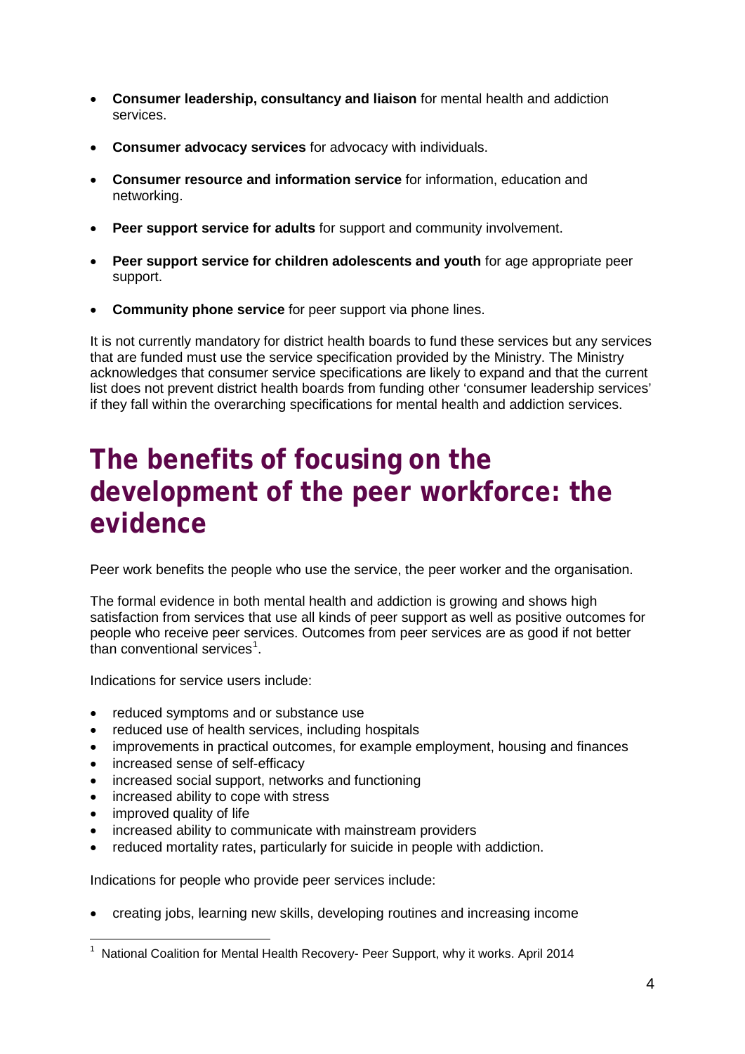- **Consumer leadership, consultancy and liaison** for mental health and addiction services.
- **Consumer advocacy services** for advocacy with individuals.
- **Consumer resource and information service** for information, education and networking.
- **Peer support service for adults** for support and community involvement.
- **Peer support service for children adolescents and youth** for age appropriate peer support.
- **Community phone service** for peer support via phone lines.

It is not currently mandatory for district health boards to fund these services but any services that are funded must use the service specification provided by the Ministry. The Ministry acknowledges that consumer service specifications are likely to expand and that the current list does not prevent district health boards from funding other 'consumer leadership services' if they fall within the overarching specifications for mental health and addiction services.

# The benefits of focusing on the development of the peer workforce: the evidence

Peer work benefits the people who use the service, the peer worker and the organisation.

The formal evidence in both mental health and addiction is growing and shows high satisfaction from services that use all kinds of peer support as well as positive outcomes for people who receive peer services. Outcomes from peer services are as good if not better than conventional services[1].

Indications for service users include:

- reduced symptoms and or substance use
- reduced use of health services, including hospitals
- improvements in practical outcomes, for example employment, housing and finances
- increased sense of self-efficacy
- increased social support, networks and functioning
- increased ability to cope with stress
- improved quality of life
- increased ability to communicate with mainstream providers
- reduced mortality rates, particularly for suicide in people with addiction.

Indications for people who provide peer services include:

- creating jobs, learning new skills, developing routines and increasing income

[1] National Coalition for Mental Health Recovery- Peer Support, why it works. April 2014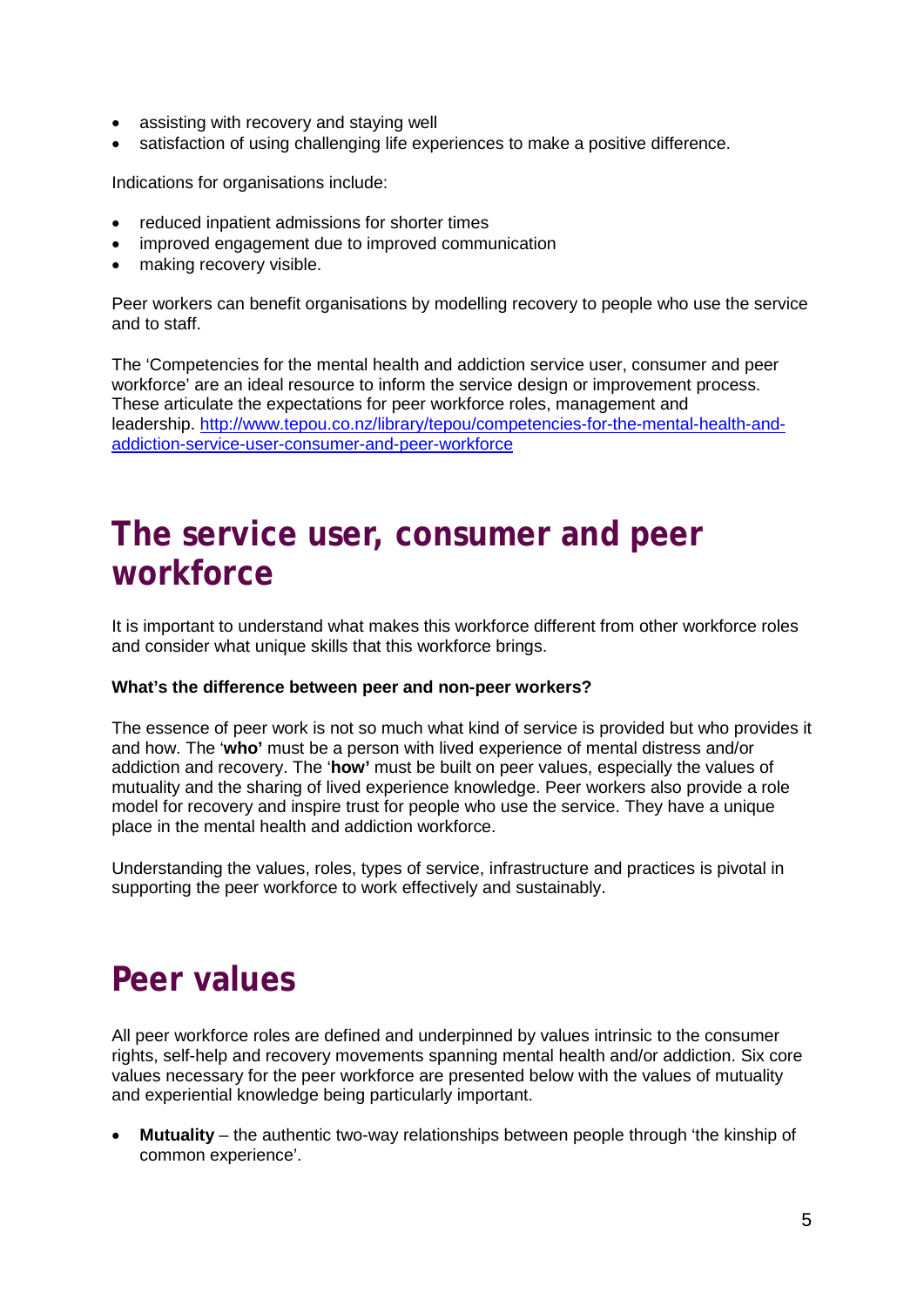- assisting with recovery and staying well
- satisfaction of using challenging life experiences to make a positive difference.

Indications for organisations include:

- reduced inpatient admissions for shorter times
- improved engagement due to improved communication
- making recovery visible.

Peer workers can benefit organisations by modelling recovery to people who use the service and to staff.

The 'Competencies for the mental health and addiction service user, consumer and peer workforce' are an ideal resource to inform the service design or improvement process. These articulate the expectations for peer workforce roles, management and leadership. [http://www.tepou.co.nz/library/tepou/competencies-for-the-mental-health-and-addiction-service-user-consumer-and-peer-workforce](http://www.tepou.co.nz/library/tepou/competencies-for-the-mental-health-and-addiction-service-user-consumer-and-peer-workforce)

# The service user, consumer and peer workforce

It is important to understand what makes this workforce different from other workforce roles and consider what unique skills that this workforce brings.

**What's the difference between peer and non-peer workers?**

The essence of peer work is not so much what kind of service is provided but who provides it and how. The '**who'** must be a person with lived experience of mental distress and/or addiction and recovery. The '**how'** must be built on peer values, especially the values of mutuality and the sharing of lived experience knowledge. Peer workers also provide a role model for recovery and inspire trust for people who use the service. They have a unique place in the mental health and addiction workforce.

Understanding the values, roles, types of service, infrastructure and practices is pivotal in supporting the peer workforce to work effectively and sustainably.

# Peer values

All peer workforce roles are defined and underpinned by values intrinsic to the consumer rights, self-help and recovery movements spanning mental health and/or addiction. Six core values necessary for the peer workforce are presented below with the values of mutuality and experiential knowledge being particularly important.

- **Mutuality** – the authentic two-way relationships between people through 'the kinship of common experience'.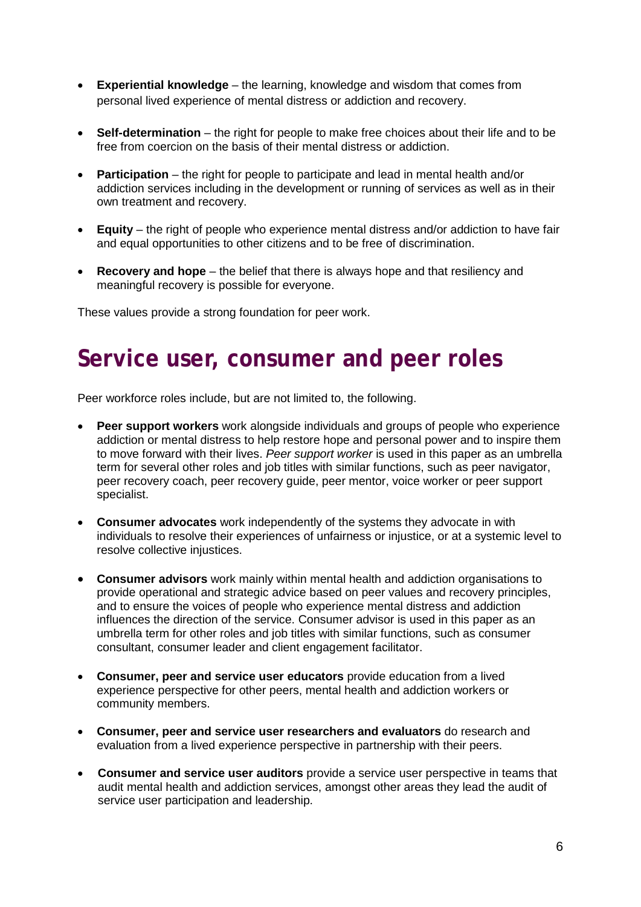- **Experiential knowledge** – the learning, knowledge and wisdom that comes from personal lived experience of mental distress or addiction and recovery.
- **Self-determination** – the right for people to make free choices about their life and to be free from coercion on the basis of their mental distress or addiction.
- **Participation** – the right for people to participate and lead in mental health and/or addiction services including in the development or running of services as well as in their own treatment and recovery.
- **Equity** – the right of people who experience mental distress and/or addiction to have fair and equal opportunities to other citizens and to be free of discrimination.
- **Recovery and hope** – the belief that there is always hope and that resiliency and meaningful recovery is possible for everyone.

These values provide a strong foundation for peer work.

# Service user, consumer and peer roles

Peer workforce roles include, but are not limited to, the following.

- **Peer support workers** work alongside individuals and groups of people who experience addiction or mental distress to help restore hope and personal power and to inspire them to move forward with their lives. *Peer support worker* is used in this paper as an umbrella term for several other roles and job titles with similar functions, such as peer navigator, peer recovery coach, peer recovery guide, peer mentor, voice worker or peer support specialist.
- **Consumer advocates** work independently of the systems they advocate in with individuals to resolve their experiences of unfairness or injustice, or at a systemic level to resolve collective injustices.
- **Consumer advisors** work mainly within mental health and addiction organisations to provide operational and strategic advice based on peer values and recovery principles, and to ensure the voices of people who experience mental distress and addiction influences the direction of the service. Consumer advisor is used in this paper as an umbrella term for other roles and job titles with similar functions, such as consumer consultant, consumer leader and client engagement facilitator.
- **Consumer, peer and service user educators** provide education from a lived experience perspective for other peers, mental health and addiction workers or community members.
- **Consumer, peer and service user researchers and evaluators** do research and evaluation from a lived experience perspective in partnership with their peers.
- **Consumer and service user auditors** provide a service user perspective in teams that audit mental health and addiction services, amongst other areas they lead the audit of service user participation and leadership.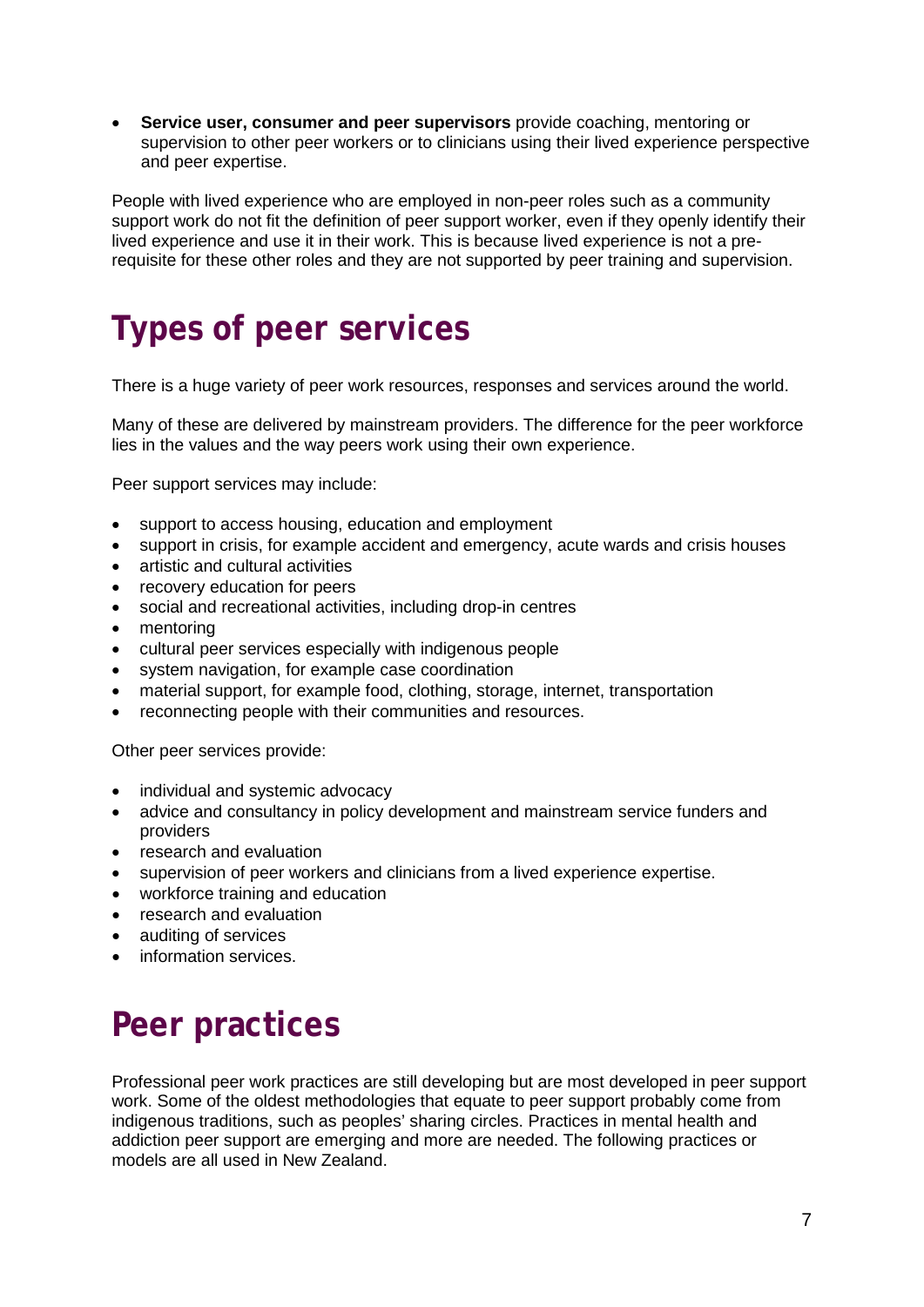- **Service user, consumer and peer supervisors** provide coaching, mentoring or supervision to other peer workers or to clinicians using their lived experience perspective and peer expertise.

People with lived experience who are employed in non-peer roles such as a community support work do not fit the definition of peer support worker, even if they openly identify their lived experience and use it in their work. This is because lived experience is not a pre-requisite for these other roles and they are not supported by peer training and supervision.

# Types of peer services

There is a huge variety of peer work resources, responses and services around the world.

Many of these are delivered by mainstream providers. The difference for the peer workforce lies in the values and the way peers work using their own experience.

Peer support services may include:

- support to access housing, education and employment
- support in crisis, for example accident and emergency, acute wards and crisis houses
- artistic and cultural activities
- recovery education for peers
- social and recreational activities, including drop-in centres
- mentoring
- cultural peer services especially with indigenous people
- system navigation, for example case coordination
- material support, for example food, clothing, storage, internet, transportation
- reconnecting people with their communities and resources.

Other peer services provide:

- individual and systemic advocacy
- advice and consultancy in policy development and mainstream service funders and providers
- research and evaluation
- supervision of peer workers and clinicians from a lived experience expertise.
- workforce training and education
- research and evaluation
- auditing of services
- information services.

# Peer practices

Professional peer work practices are still developing but are most developed in peer support work. Some of the oldest methodologies that equate to peer support probably come from indigenous traditions, such as peoples' sharing circles. Practices in mental health and addiction peer support are emerging and more are needed. The following practices or models are all used in New Zealand.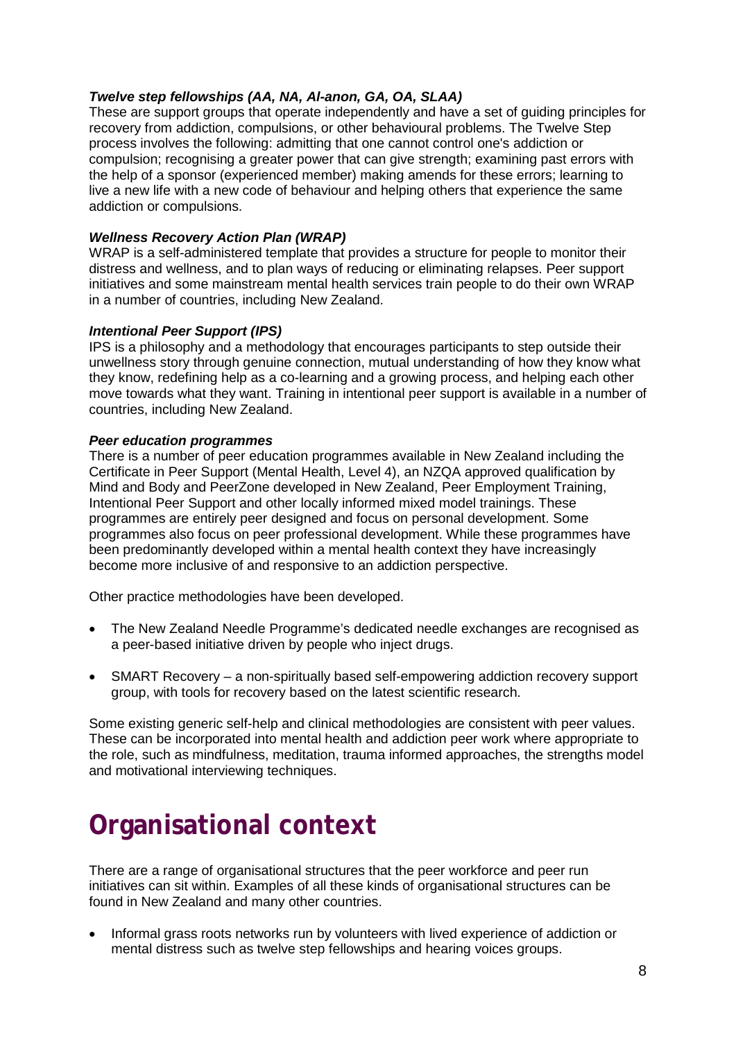***Twelve step fellowships (AA, NA, Al-anon, GA, OA, SLAA)***

These are support groups that operate independently and have a set of guiding principles for recovery from addiction, compulsions, or other behavioural problems. The Twelve Step process involves the following: admitting that one cannot control one's addiction or compulsion; recognising a greater power that can give strength; examining past errors with the help of a sponsor (experienced member) making amends for these errors; learning to live a new life with a new code of behaviour and helping others that experience the same addiction or compulsions.

***Wellness Recovery Action Plan (WRAP)***

WRAP is a self-administered template that provides a structure for people to monitor their distress and wellness, and to plan ways of reducing or eliminating relapses. Peer support initiatives and some mainstream mental health services train people to do their own WRAP in a number of countries, including New Zealand.

***Intentional Peer Support (IPS)***

IPS is a philosophy and a methodology that encourages participants to step outside their unwellness story through genuine connection, mutual understanding of how they know what they know, redefining help as a co-learning and a growing process, and helping each other move towards what they want. Training in intentional peer support is available in a number of countries, including New Zealand.

***Peer education programmes***

There is a number of peer education programmes available in New Zealand including the Certificate in Peer Support (Mental Health, Level 4), an NZQA approved qualification by Mind and Body and PeerZone developed in New Zealand, Peer Employment Training, Intentional Peer Support and other locally informed mixed model trainings. These programmes are entirely peer designed and focus on personal development. Some programmes also focus on peer professional development. While these programmes have been predominantly developed within a mental health context they have increasingly become more inclusive of and responsive to an addiction perspective.

Other practice methodologies have been developed.

- The New Zealand Needle Programme's dedicated needle exchanges are recognised as a peer-based initiative driven by people who inject drugs.
- SMART Recovery – a non-spiritually based self-empowering addiction recovery support group, with tools for recovery based on the latest scientific research.

Some existing generic self-help and clinical methodologies are consistent with peer values. These can be incorporated into mental health and addiction peer work where appropriate to the role, such as mindfulness, meditation, trauma informed approaches, the strengths model and motivational interviewing techniques.

# Organisational context

There are a range of organisational structures that the peer workforce and peer run initiatives can sit within. Examples of all these kinds of organisational structures can be found in New Zealand and many other countries.

- Informal grass roots networks run by volunteers with lived experience of addiction or mental distress such as twelve step fellowships and hearing voices groups.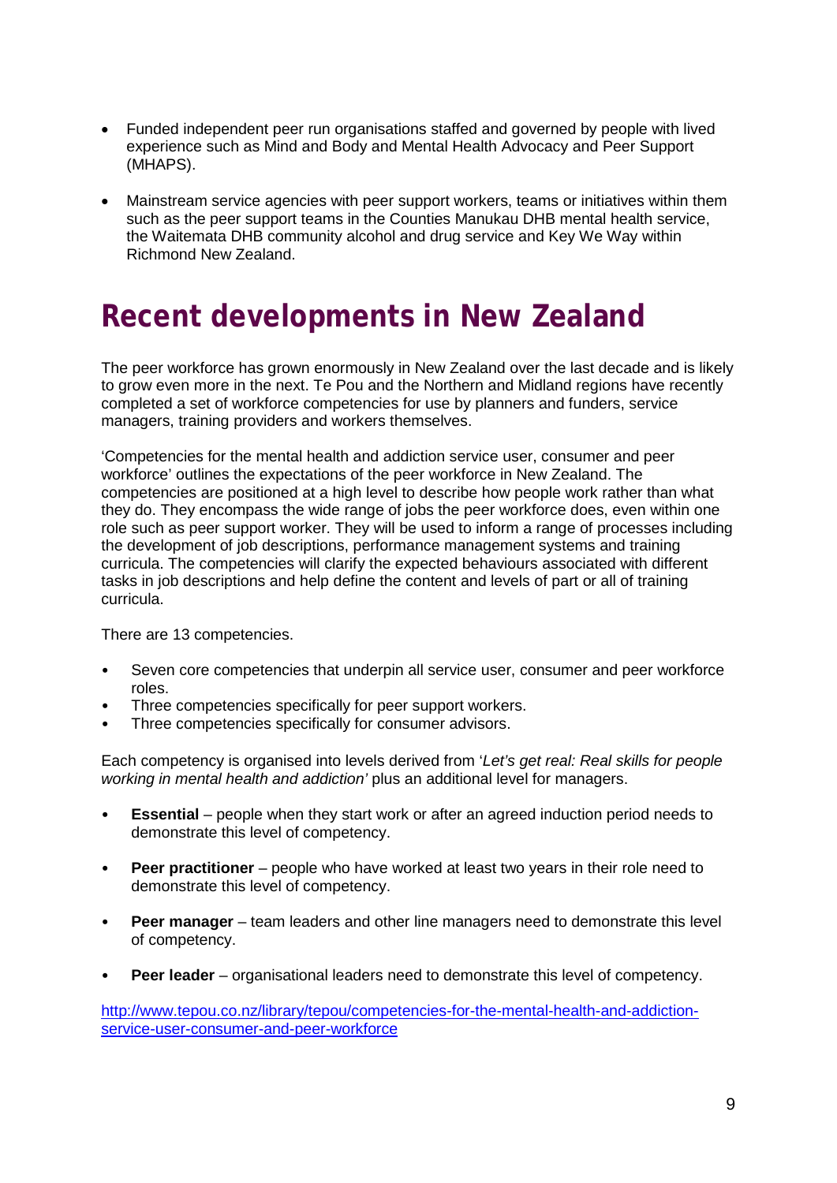- Funded independent peer run organisations staffed and governed by people with lived experience such as Mind and Body and Mental Health Advocacy and Peer Support (MHAPS).
- Mainstream service agencies with peer support workers, teams or initiatives within them such as the peer support teams in the Counties Manukau DHB mental health service, the Waitemata DHB community alcohol and drug service and Key We Way within Richmond New Zealand.

# Recent developments in New Zealand

The peer workforce has grown enormously in New Zealand over the last decade and is likely to grow even more in the next. Te Pou and the Northern and Midland regions have recently completed a set of workforce competencies for use by planners and funders, service managers, training providers and workers themselves.

'Competencies for the mental health and addiction service user, consumer and peer workforce' outlines the expectations of the peer workforce in New Zealand. The competencies are positioned at a high level to describe how people work rather than what they do. They encompass the wide range of jobs the peer workforce does, even within one role such as peer support worker. They will be used to inform a range of processes including the development of job descriptions, performance management systems and training curricula. The competencies will clarify the expected behaviours associated with different tasks in job descriptions and help define the content and levels of part or all of training curricula.

There are 13 competencies.

- Seven core competencies that underpin all service user, consumer and peer workforce roles.
- Three competencies specifically for peer support workers.
- Three competencies specifically for consumer advisors.

Each competency is organised into levels derived from '*Let's get real: Real skills for people working in mental health and addiction'* plus an additional level for managers.

- **Essential** – people when they start work or after an agreed induction period needs to demonstrate this level of competency.
- **Peer practitioner** – people who have worked at least two years in their role need to demonstrate this level of competency.
- **Peer manager** – team leaders and other line managers need to demonstrate this level of competency.
- **Peer leader** – organisational leaders need to demonstrate this level of competency.

http://www.tepou.co.nz/library/tepou/competencies-for-the-mental-health-and-addiction-service-user-consumer-and-peer-workforce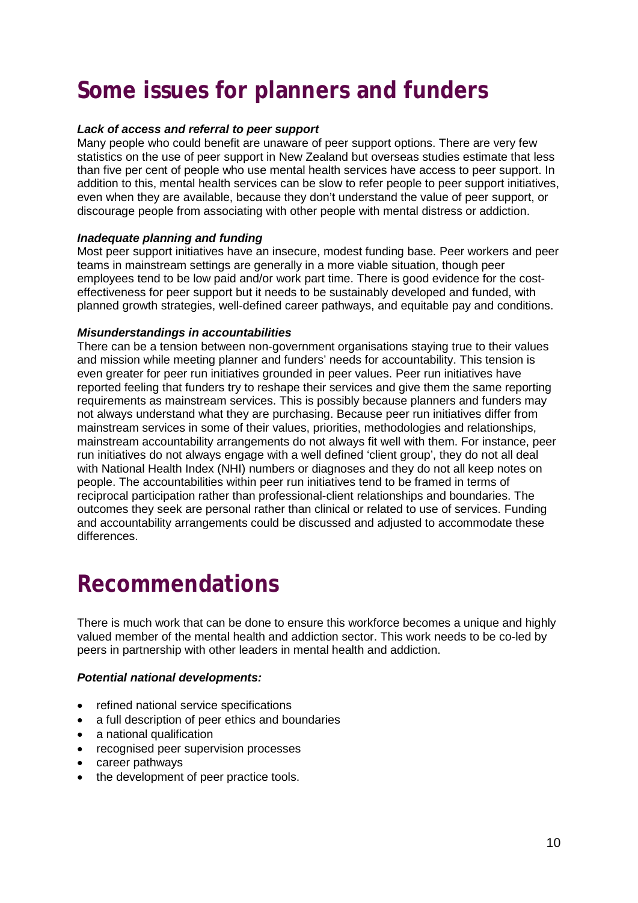# Some issues for planners and funders

***Lack of access and referral to peer support***

Many people who could benefit are unaware of peer support options. There are very few statistics on the use of peer support in New Zealand but overseas studies estimate that less than five per cent of people who use mental health services have access to peer support. In addition to this, mental health services can be slow to refer people to peer support initiatives, even when they are available, because they don't understand the value of peer support, or discourage people from associating with other people with mental distress or addiction.

***Inadequate planning and funding***

Most peer support initiatives have an insecure, modest funding base. Peer workers and peer teams in mainstream settings are generally in a more viable situation, though peer employees tend to be low paid and/or work part time. There is good evidence for the cost-effectiveness for peer support but it needs to be sustainably developed and funded, with planned growth strategies, well-defined career pathways, and equitable pay and conditions.

***Misunderstandings in accountabilities***

There can be a tension between non-government organisations staying true to their values and mission while meeting planner and funders' needs for accountability. This tension is even greater for peer run initiatives grounded in peer values. Peer run initiatives have reported feeling that funders try to reshape their services and give them the same reporting requirements as mainstream services. This is possibly because planners and funders may not always understand what they are purchasing. Because peer run initiatives differ from mainstream services in some of their values, priorities, methodologies and relationships, mainstream accountability arrangements do not always fit well with them. For instance, peer run initiatives do not always engage with a well defined 'client group', they do not all deal with National Health Index (NHI) numbers or diagnoses and they do not all keep notes on people. The accountabilities within peer run initiatives tend to be framed in terms of reciprocal participation rather than professional-client relationships and boundaries. The outcomes they seek are personal rather than clinical or related to use of services. Funding and accountability arrangements could be discussed and adjusted to accommodate these differences.

# Recommendations

There is much work that can be done to ensure this workforce becomes a unique and highly valued member of the mental health and addiction sector. This work needs to be co-led by peers in partnership with other leaders in mental health and addiction.

***Potential national developments:***

- refined national service specifications
- a full description of peer ethics and boundaries
- a national qualification
- recognised peer supervision processes
- career pathways
- the development of peer practice tools.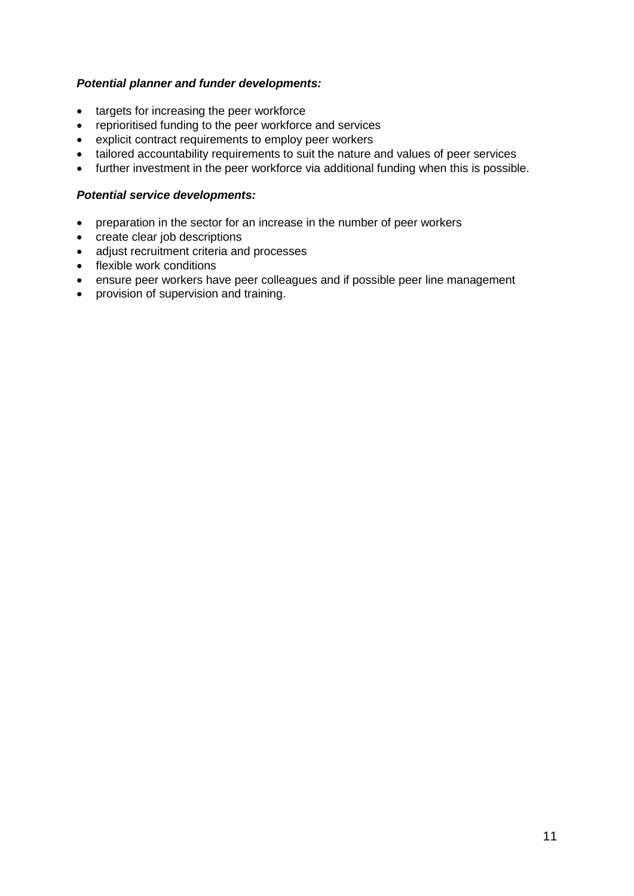***Potential planner and funder developments:***

- targets for increasing the peer workforce
- reprioritised funding to the peer workforce and services
- explicit contract requirements to employ peer workers
- tailored accountability requirements to suit the nature and values of peer services
- further investment in the peer workforce via additional funding when this is possible.

***Potential service developments:***

- preparation in the sector for an increase in the number of peer workers
- create clear job descriptions
- adjust recruitment criteria and processes
- flexible work conditions
- ensure peer workers have peer colleagues and if possible peer line management
- provision of supervision and training.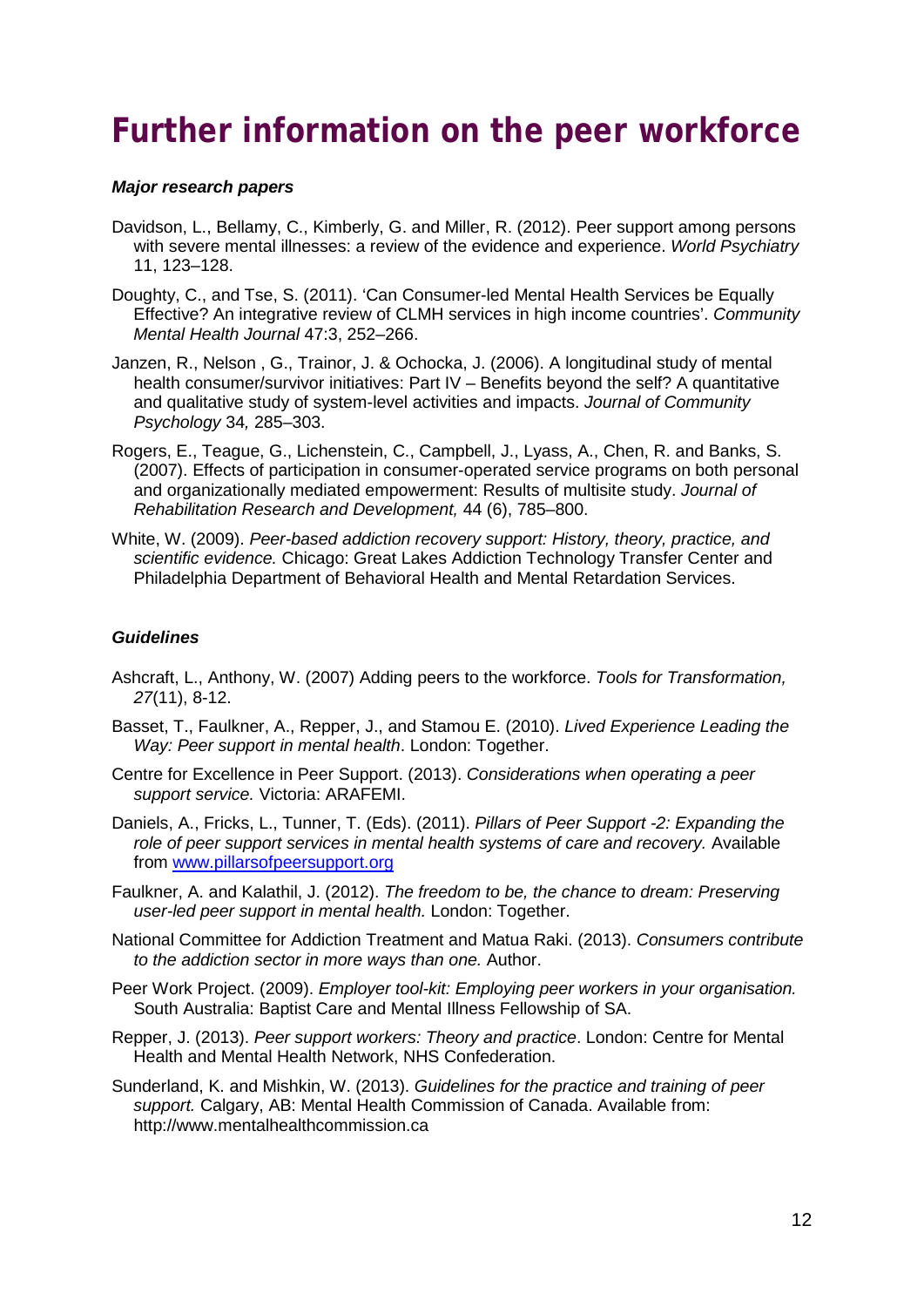# Further information on the peer workforce

***Major research papers***

Davidson, L., Bellamy, C., Kimberly, G. and Miller, R. (2012). Peer support among persons with severe mental illnesses: a review of the evidence and experience. *World Psychiatry* 11, 123–128.

Doughty, C., and Tse, S. (2011). 'Can Consumer-led Mental Health Services be Equally Effective? An integrative review of CLMH services in high income countries'. *Community Mental Health Journal* 47:3, 252–266.

Janzen, R., Nelson , G., Trainor, J. & Ochocka, J. (2006). A longitudinal study of mental health consumer/survivor initiatives: Part IV – Benefits beyond the self? A quantitative and qualitative study of system-level activities and impacts. *Journal of Community Psychology* 34*,* 285–303.

Rogers, E., Teague, G., Lichenstein, C., Campbell, J., Lyass, A., Chen, R. and Banks, S. (2007). Effects of participation in consumer-operated service programs on both personal and organizationally mediated empowerment: Results of multisite study. *Journal of Rehabilitation Research and Development,* 44 (6), 785–800.

White, W. (2009). *Peer-based addiction recovery support: History, theory, practice, and scientific evidence.* Chicago: Great Lakes Addiction Technology Transfer Center and Philadelphia Department of Behavioral Health and Mental Retardation Services.

***Guidelines***

Ashcraft, L., Anthony, W. (2007) Adding peers to the workforce. *Tools for Transformation, 27*(11), 8-12.

Basset, T., Faulkner, A., Repper, J., and Stamou E. (2010). *Lived Experience Leading the Way: Peer support in mental health*. London: Together.

Centre for Excellence in Peer Support. (2013). *Considerations when operating a peer support service.* Victoria: ARAFEMI.

Daniels, A., Fricks, L., Tunner, T. (Eds). (2011). *Pillars of Peer Support -2: Expanding the role of peer support services in mental health systems of care and recovery.* Available from [www.pillarsofpeersupport.org](www.pillarsofpeersupport.org)

Faulkner, A. and Kalathil, J. (2012). *The freedom to be, the chance to dream: Preserving user-led peer support in mental health.* London: Together.

National Committee for Addiction Treatment and Matua Raki. (2013). *Consumers contribute to the addiction sector in more ways than one.* Author.

Peer Work Project. (2009). *Employer tool-kit: Employing peer workers in your organisation.* South Australia: Baptist Care and Mental Illness Fellowship of SA.

Repper, J. (2013). *Peer support workers: Theory and practice*. London: Centre for Mental Health and Mental Health Network, NHS Confederation.

Sunderland, K. and Mishkin, W. (2013). *Guidelines for the practice and training of peer support.* Calgary, AB: Mental Health Commission of Canada. Available from: http://www.mentalhealthcommission.ca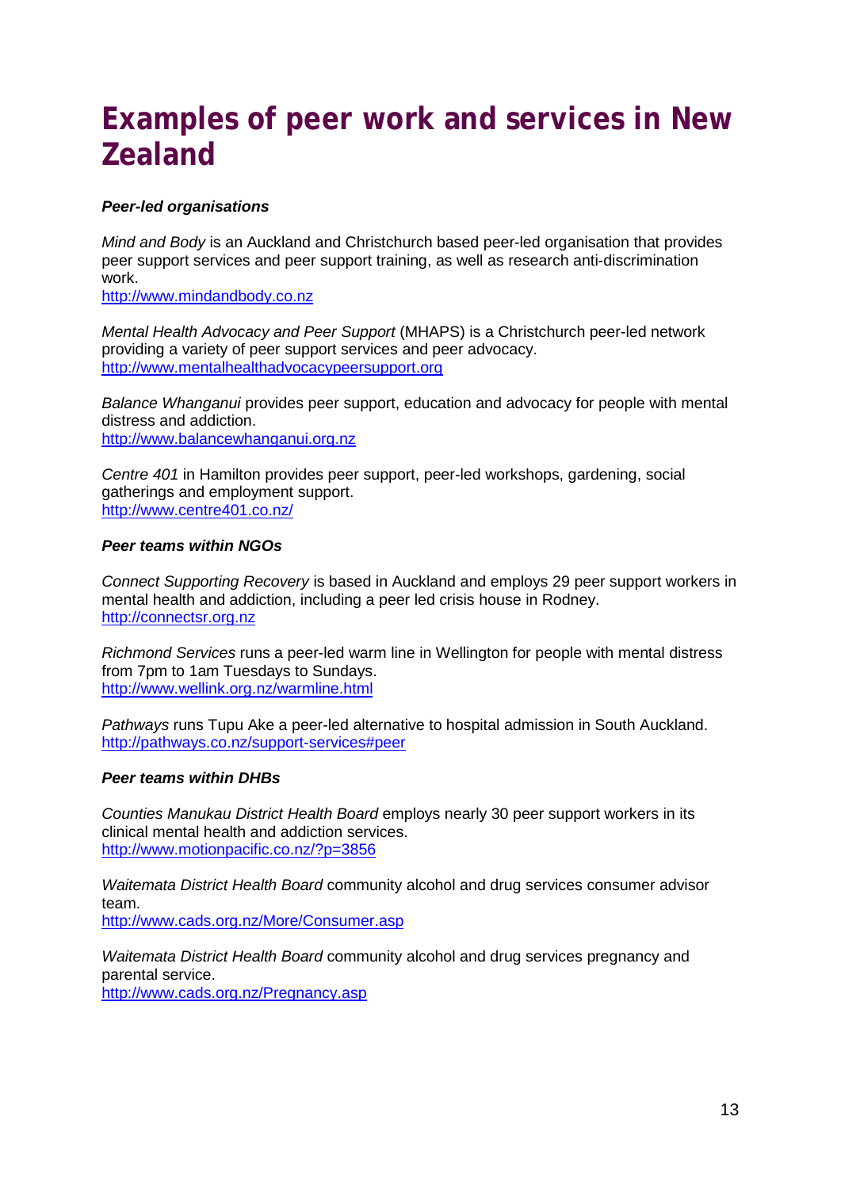# Examples of peer work and services in New Zealand

***Peer-led organisations***

*Mind and Body* is an Auckland and Christchurch based peer-led organisation that provides peer support services and peer support training, as well as research anti-discrimination work.
http://www.mindandbody.co.nz

*Mental Health Advocacy and Peer Support* (MHAPS) is a Christchurch peer-led network providing a variety of peer support services and peer advocacy.
http://www.mentalhealthadvocacypeersupport.org

*Balance Whanganui* provides peer support, education and advocacy for people with mental distress and addiction.
http://www.balancewhanganui.org.nz

*Centre 401* in Hamilton provides peer support, peer-led workshops, gardening, social gatherings and employment support.
http://www.centre401.co.nz/

***Peer teams within NGOs***

*Connect Supporting Recovery* is based in Auckland and employs 29 peer support workers in mental health and addiction, including a peer led crisis house in Rodney.
http://connectsr.org.nz

*Richmond Services* runs a peer-led warm line in Wellington for people with mental distress from 7pm to 1am Tuesdays to Sundays.
http://www.wellink.org.nz/warmline.html

*Pathways* runs Tupu Ake a peer-led alternative to hospital admission in South Auckland.
http://pathways.co.nz/support-services#peer

***Peer teams within DHBs***

*Counties Manukau District Health Board* employs nearly 30 peer support workers in its clinical mental health and addiction services.
http://www.motionpacific.co.nz/?p=3856

*Waitemata District Health Board* community alcohol and drug services consumer advisor team.
http://www.cads.org.nz/More/Consumer.asp

*Waitemata District Health Board* community alcohol and drug services pregnancy and parental service.
http://www.cads.org.nz/Pregnancy.asp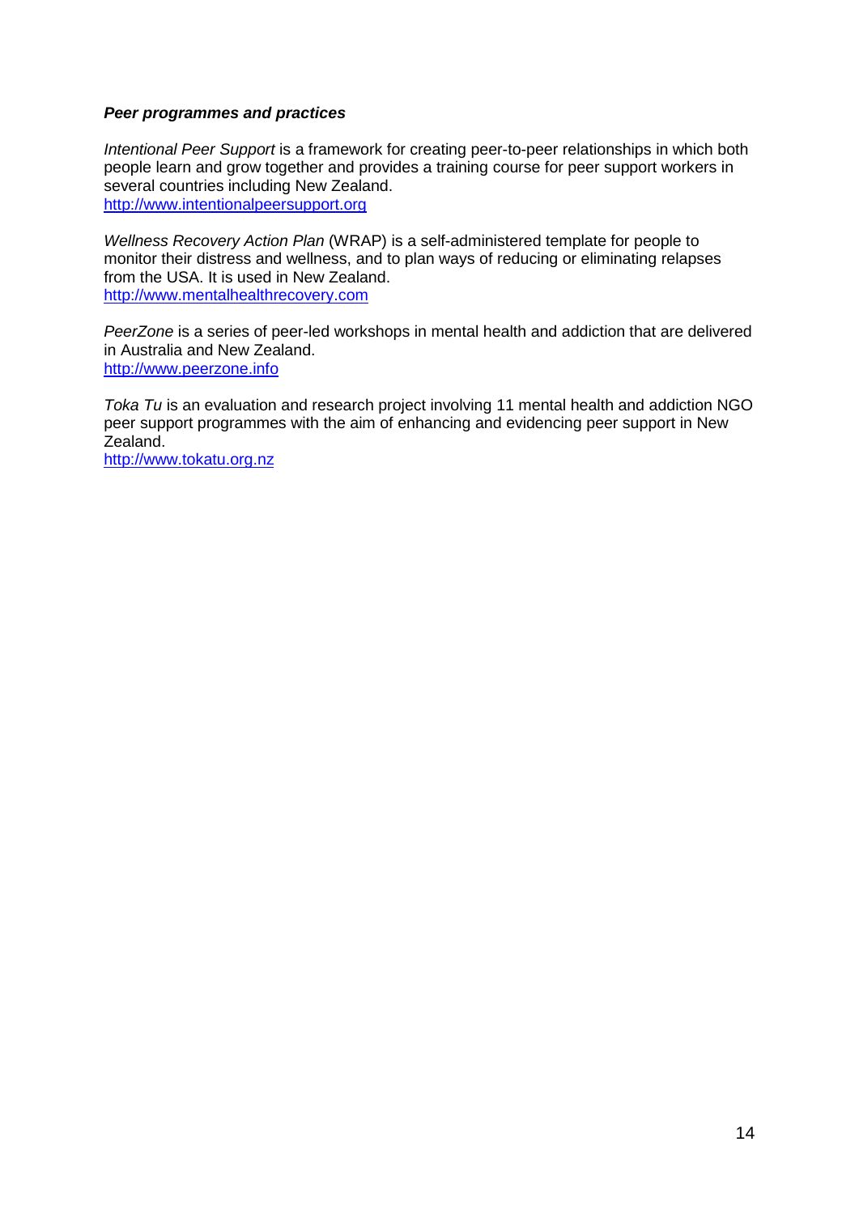***Peer programmes and practices***

*Intentional Peer Support* is a framework for creating peer-to-peer relationships in which both people learn and grow together and provides a training course for peer support workers in several countries including New Zealand.
http://www.intentionalpeersupport.org

*Wellness Recovery Action Plan* (WRAP) is a self-administered template for people to monitor their distress and wellness, and to plan ways of reducing or eliminating relapses from the USA. It is used in New Zealand.
http://www.mentalhealthrecovery.com

*PeerZone* is a series of peer-led workshops in mental health and addiction that are delivered in Australia and New Zealand.
http://www.peerzone.info

*Toka Tu* is an evaluation and research project involving 11 mental health and addiction NGO peer support programmes with the aim of enhancing and evidencing peer support in New Zealand.
http://www.tokatu.org.nz